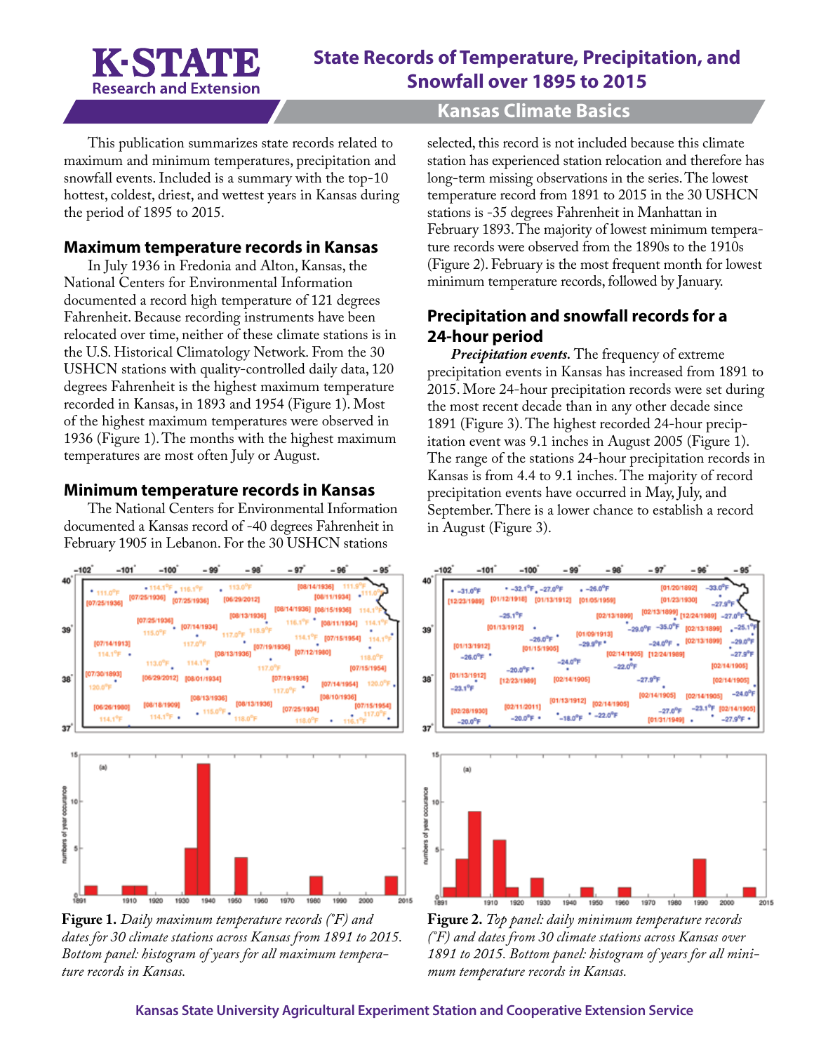# State Records of Temperature, Precipitation, and Snowfall over 1895 to 2015

## Kansas Climate Basics

This publication summarizes state records related to maximum and minimum temperatures, precipitation and snowfall events. Included is a summary with the top-10 hottest, coldest, driest, and wettest years in Kansas during the period of 1895 to 2015.

### Maximum temperature records in Kansas

In July 1936 in Fredonia and Alton, Kansas, the National Centers for Environmental Information documented a record high temperature of 121 degrees Fahrenheit. Because recording instruments have been relocated over time, neither of these climate stations is in the U.S. Historical Climatology Network. From the 30 USHCN stations with quality-controlled daily data, 120 degrees Fahrenheit is the highest maximum temperature recorded in Kansas, in 1893 and 1954 (Figure 1). Most of the highest maximum temperatures were observed in 1936 (Figure 1). The months with the highest maximum temperatures are most often July or August.

### Minimum temperature records in Kansas

The National Centers for Environmental Information documented a Kansas record of -40 degrees Fahrenheit in February 1905 in Lebanon. For the 30 USHCN stations selected, this record is not included because this climate station has experienced station relocation and therefore has long-term missing observations in the series. The lowest temperature record from 1891 to 2015 in the 30 USHCN stations is -35 degrees Fahrenheit in Manhattan in February 1893. The majority of lowest minimum temperature records were observed from the 1890s to the 1910s (Figure 2). February is the most frequent month for lowest minimum temperature records, followed by January.

### Precipitation and snowfall records for a 24-hour period

***Precipitation events.*** The frequency of extreme precipitation events in Kansas has increased from 1891 to 2015. More 24-hour precipitation records were set during the most recent decade than in any other decade since 1891 (Figure 3). The highest recorded 24-hour precipitation event was 9.1 inches in August 2005 (Figure 1). The range of the stations 24-hour precipitation records in Kansas is from 4.4 to 9.1 inches. The majority of record precipitation events have occurred in May, July, and September. There is a lower chance to establish a record in August (Figure 3).

**Figure 1.** *Daily maximum temperature records (°F) and dates for 30 climate stations across Kansas from 1891 to 2015. Bottom panel: histogram of years for all maximum temperature records in Kansas.*

**Figure 2.** *Top panel: daily minimum temperature records (°F) and dates from 30 climate stations across Kansas over 1891 to 2015. Bottom panel: histogram of years for all minimum temperature records in Kansas.*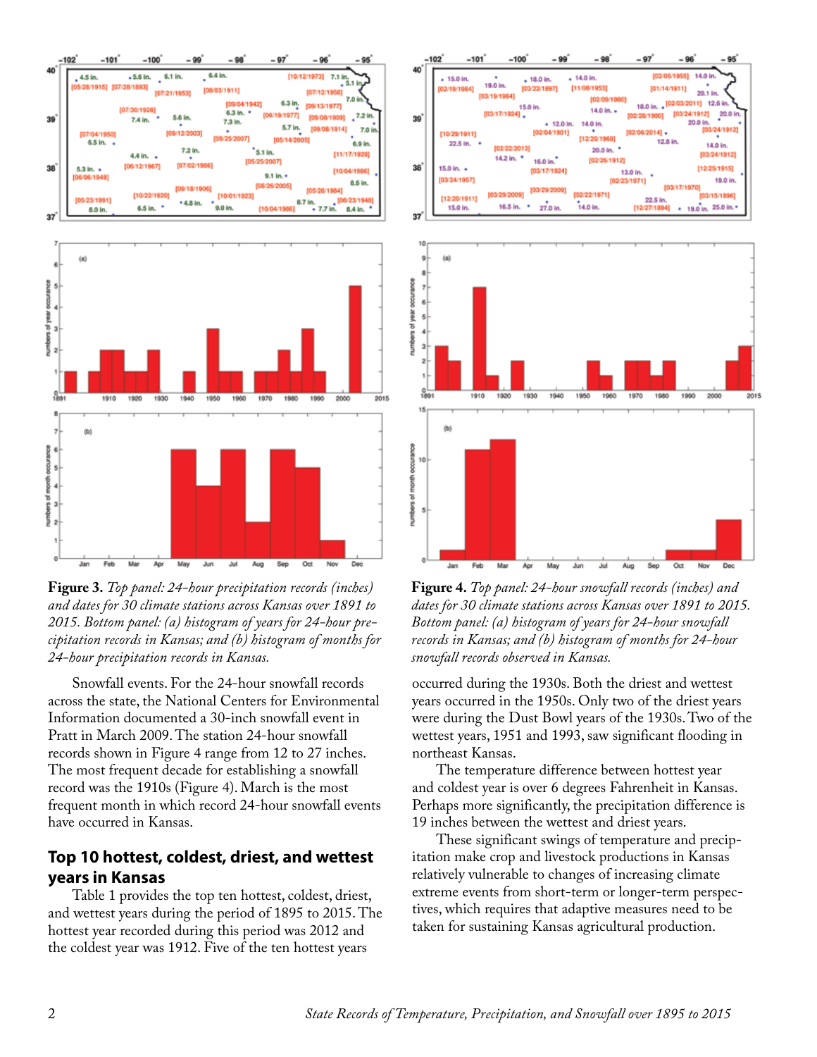**Figure 3.** *Top panel: 24-hour precipitation records (inches) and dates for 30 climate stations across Kansas over 1891 to 2015. Bottom panel: (a) histogram of years for 24-hour precipitation records in Kansas; and (b) histogram of months for 24-hour precipitation records in Kansas.*

**Figure 4.** *Top panel: 24-hour snowfall records (inches) and dates for 30 climate stations across Kansas over 1891 to 2015. Bottom panel: (a) histogram of years for 24-hour snowfall records in Kansas; and (b) histogram of months for 24-hour snowfall records observed in Kansas.*

Snowfall events. For the 24-hour snowfall records across the state, the National Centers for Environmental Information documented a 30-inch snowfall event in Pratt in March 2009. The station 24-hour snowfall records shown in Figure 4 range from 12 to 27 inches. The most frequent decade for establishing a snowfall record was the 1910s (Figure 4). March is the most frequent month in which record 24-hour snowfall events have occurred in Kansas.

## Top 10 hottest, coldest, driest, and wettest years in Kansas

Table 1 provides the top ten hottest, coldest, driest, and wettest years during the period of 1895 to 2015. The hottest year recorded during this period was 2012 and the coldest year was 1912. Five of the ten hottest years occurred during the 1930s. Both the driest and wettest years occurred in the 1950s. Only two of the driest years were during the Dust Bowl years of the 1930s. Two of the wettest years, 1951 and 1993, saw significant flooding in northeast Kansas.

The temperature difference between hottest year and coldest year is over 6 degrees Fahrenheit in Kansas. Perhaps more significantly, the precipitation difference is 19 inches between the wettest and driest years.

These significant swings of temperature and precipitation make crop and livestock productions in Kansas relatively vulnerable to changes of increasing climate extreme events from short-term or longer-term perspectives, which requires that adaptive measures need to be taken for sustaining Kansas agricultural production.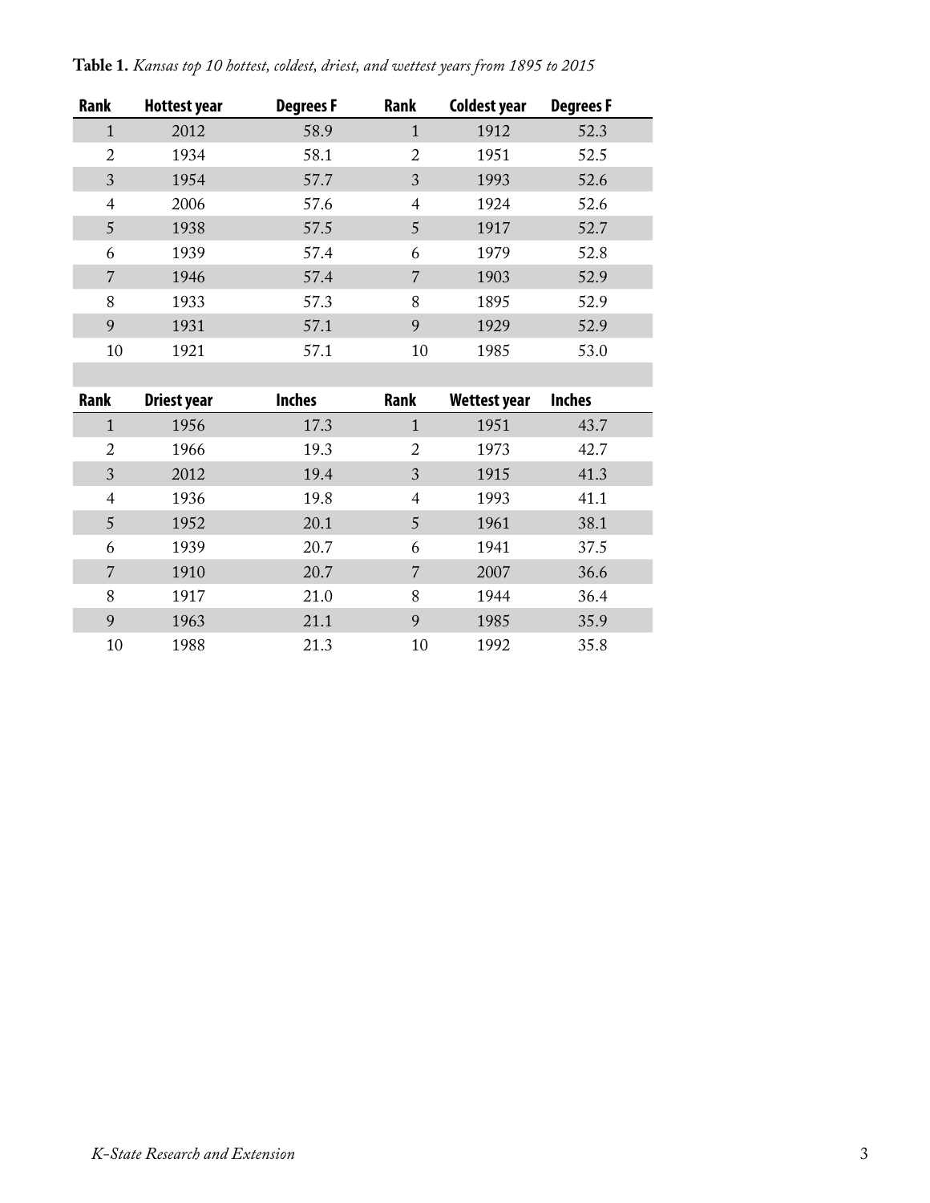**Table 1.** *Kansas top 10 hottest, coldest, driest, and wettest years from 1895 to 2015*

| Rank | Hottest year | Degrees F | Rank | Coldest year | Degrees F |
|---|---|---|---|---|---|
| 1 | 2012 | 58.9 | 1 | 1912 | 52.3 |
| 2 | 1934 | 58.1 | 2 | 1951 | 52.5 |
| 3 | 1954 | 57.7 | 3 | 1993 | 52.6 |
| 4 | 2006 | 57.6 | 4 | 1924 | 52.6 |
| 5 | 1938 | 57.5 | 5 | 1917 | 52.7 |
| 6 | 1939 | 57.4 | 6 | 1979 | 52.8 |
| 7 | 1946 | 57.4 | 7 | 1903 | 52.9 |
| 8 | 1933 | 57.3 | 8 | 1895 | 52.9 |
| 9 | 1931 | 57.1 | 9 | 1929 | 52.9 |
| 10 | 1921 | 57.1 | 10 | 1985 | 53.0 |
| | | | | | |
| **Rank** | **Driest year** | **Inches** | **Rank** | **Wettest year** | **Inches** |
| 1 | 1956 | 17.3 | 1 | 1951 | 43.7 |
| 2 | 1966 | 19.3 | 2 | 1973 | 42.7 |
| 3 | 2012 | 19.4 | 3 | 1915 | 41.3 |
| 4 | 1936 | 19.8 | 4 | 1993 | 41.1 |
| 5 | 1952 | 20.1 | 5 | 1961 | 38.1 |
| 6 | 1939 | 20.7 | 6 | 1941 | 37.5 |
| 7 | 1910 | 20.7 | 7 | 2007 | 36.6 |
| 8 | 1917 | 21.0 | 8 | 1944 | 36.4 |
| 9 | 1963 | 21.1 | 9 | 1985 | 35.9 |
| 10 | 1988 | 21.3 | 10 | 1992 | 35.8 |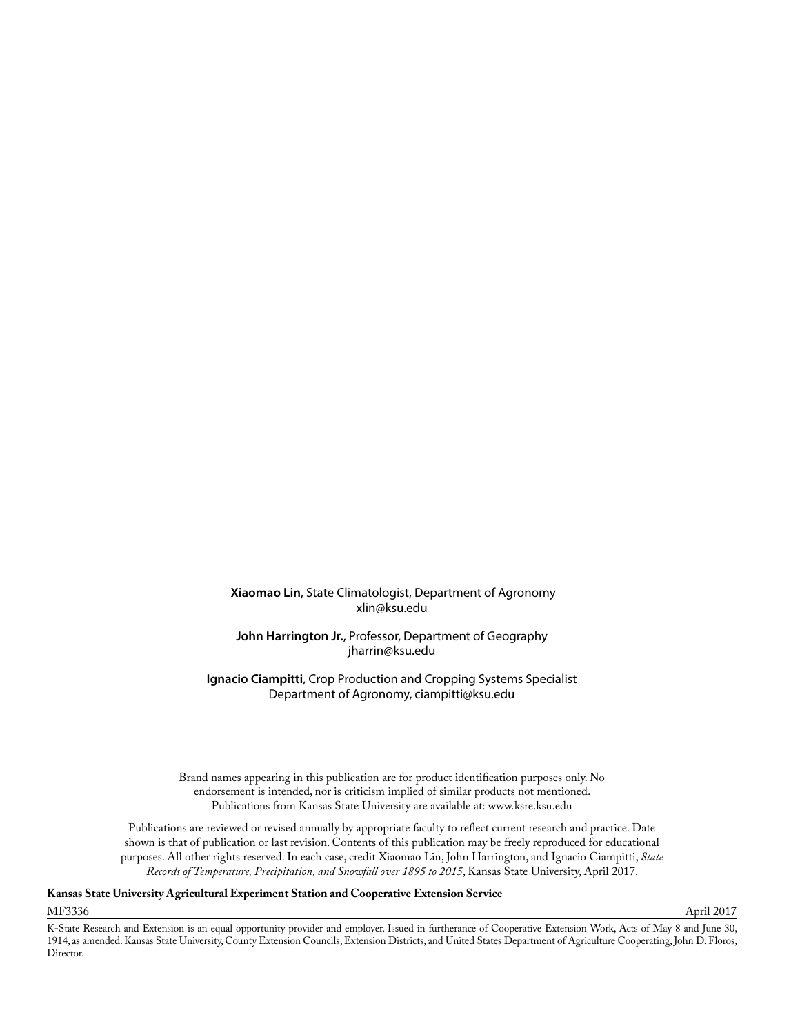**Xiaomao Lin**, State Climatologist, Department of Agronomy
xlin@ksu.edu

**John Harrington Jr.**, Professor, Department of Geography
jharrin@ksu.edu

**Ignacio Ciampitti**, Crop Production and Cropping Systems Specialist
Department of Agronomy, ciampitti@ksu.edu

Brand names appearing in this publication are for product identification purposes only. No endorsement is intended, nor is criticism implied of similar products not mentioned.
Publications from Kansas State University are available at: www.ksre.ksu.edu

Publications are reviewed or revised annually by appropriate faculty to reflect current research and practice. Date shown is that of publication or last revision. Contents of this publication may be freely reproduced for educational purposes. All other rights reserved. In each case, credit Xiaomao Lin, John Harrington, and Ignacio Ciampitti, *State Records of Temperature, Precipitation, and Snowfall over 1895 to 2015*, Kansas State University, April 2017.

**Kansas State University Agricultural Experiment Station and Cooperative Extension Service**

MF3336 April 2017

K-State Research and Extension is an equal opportunity provider and employer. Issued in furtherance of Cooperative Extension Work, Acts of May 8 and June 30, 1914, as amended. Kansas State University, County Extension Councils, Extension Districts, and United States Department of Agriculture Cooperating, John D. Floros, Director.